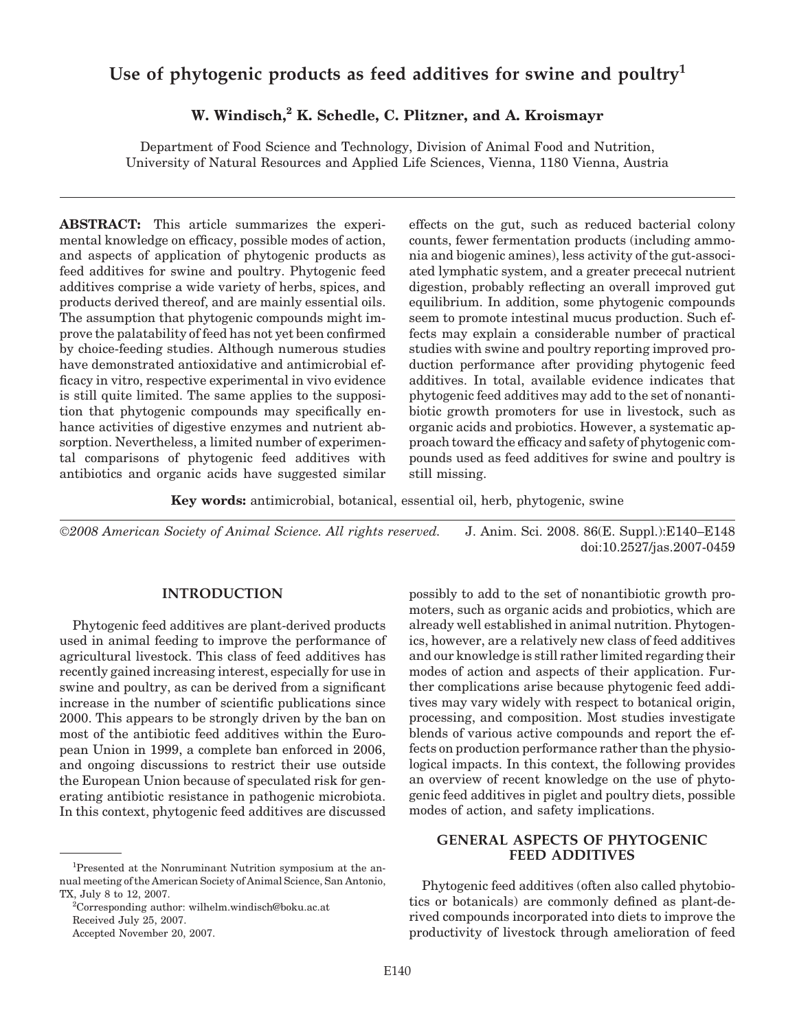# Use of phytogenic products as feed additives for swine and poultry[1]

**W. Windisch,[2] K. Schedle, C. Plitzner, and A. Kroismayr**

Department of Food Science and Technology, Division of Animal Food and Nutrition, University of Natural Resources and Applied Life Sciences, Vienna, 1180 Vienna, Austria

**ABSTRACT:** This article summarizes the experimental knowledge on efficacy, possible modes of action, and aspects of application of phytogenic products as feed additives for swine and poultry. Phytogenic feed additives comprise a wide variety of herbs, spices, and products derived thereof, and are mainly essential oils. The assumption that phytogenic compounds might improve the palatability of feed has not yet been confirmed by choice-feeding studies. Although numerous studies have demonstrated antioxidative and antimicrobial efficacy in vitro, respective experimental in vivo evidence is still quite limited. The same applies to the supposition that phytogenic compounds may specifically enhance activities of digestive enzymes and nutrient absorption. Nevertheless, a limited number of experimental comparisons of phytogenic feed additives with antibiotics and organic acids have suggested similar effects on the gut, such as reduced bacterial colony counts, fewer fermentation products (including ammonia and biogenic amines), less activity of the gut-associated lymphatic system, and a greater prececal nutrient digestion, probably reflecting an overall improved gut equilibrium. In addition, some phytogenic compounds seem to promote intestinal mucus production. Such effects may explain a considerable number of practical studies with swine and poultry reporting improved production performance after providing phytogenic feed additives. In total, available evidence indicates that phytogenic feed additives may add to the set of nonantibiotic growth promoters for use in livestock, such as organic acids and probiotics. However, a systematic approach toward the efficacy and safety of phytogenic compounds used as feed additives for swine and poultry is still missing.

**Key words:** antimicrobial, botanical, essential oil, herb, phytogenic, swine

*©2008 American Society of Animal Science. All rights reserved.* J. Anim. Sci. 2008. 86(E. Suppl.):E140–E148 doi:10.2527/jas.2007-0459

## INTRODUCTION

Phytogenic feed additives are plant-derived products used in animal feeding to improve the performance of agricultural livestock. This class of feed additives has recently gained increasing interest, especially for use in swine and poultry, as can be derived from a significant increase in the number of scientific publications since 2000. This appears to be strongly driven by the ban on most of the antibiotic feed additives within the European Union in 1999, a complete ban enforced in 2006, and ongoing discussions to restrict their use outside the European Union because of speculated risk for generating antibiotic resistance in pathogenic microbiota. In this context, phytogenic feed additives are discussed possibly to add to the set of nonantibiotic growth promoters, such as organic acids and probiotics, which are already well established in animal nutrition. Phytogenics, however, are a relatively new class of feed additives and our knowledge is still rather limited regarding their modes of action and aspects of their application. Further complications arise because phytogenic feed additives may vary widely with respect to botanical origin, processing, and composition. Most studies investigate blends of various active compounds and report the effects on production performance rather than the physiological impacts. In this context, the following provides an overview of recent knowledge on the use of phytogenic feed additives in piglet and poultry diets, possible modes of action, and safety implications.

## GENERAL ASPECTS OF PHYTOGENIC FEED ADDITIVES

Phytogenic feed additives (often also called phytobiotics or botanicals) are commonly defined as plant-derived compounds incorporated into diets to improve the productivity of livestock through amelioration of feed

[1]Presented at the Nonruminant Nutrition symposium at the annual meeting of the American Society of Animal Science, San Antonio, TX, July 8 to 12, 2007.

[2]Corresponding author: wilhelm.windisch@boku.ac.at

Received July 25, 2007.

Accepted November 20, 2007.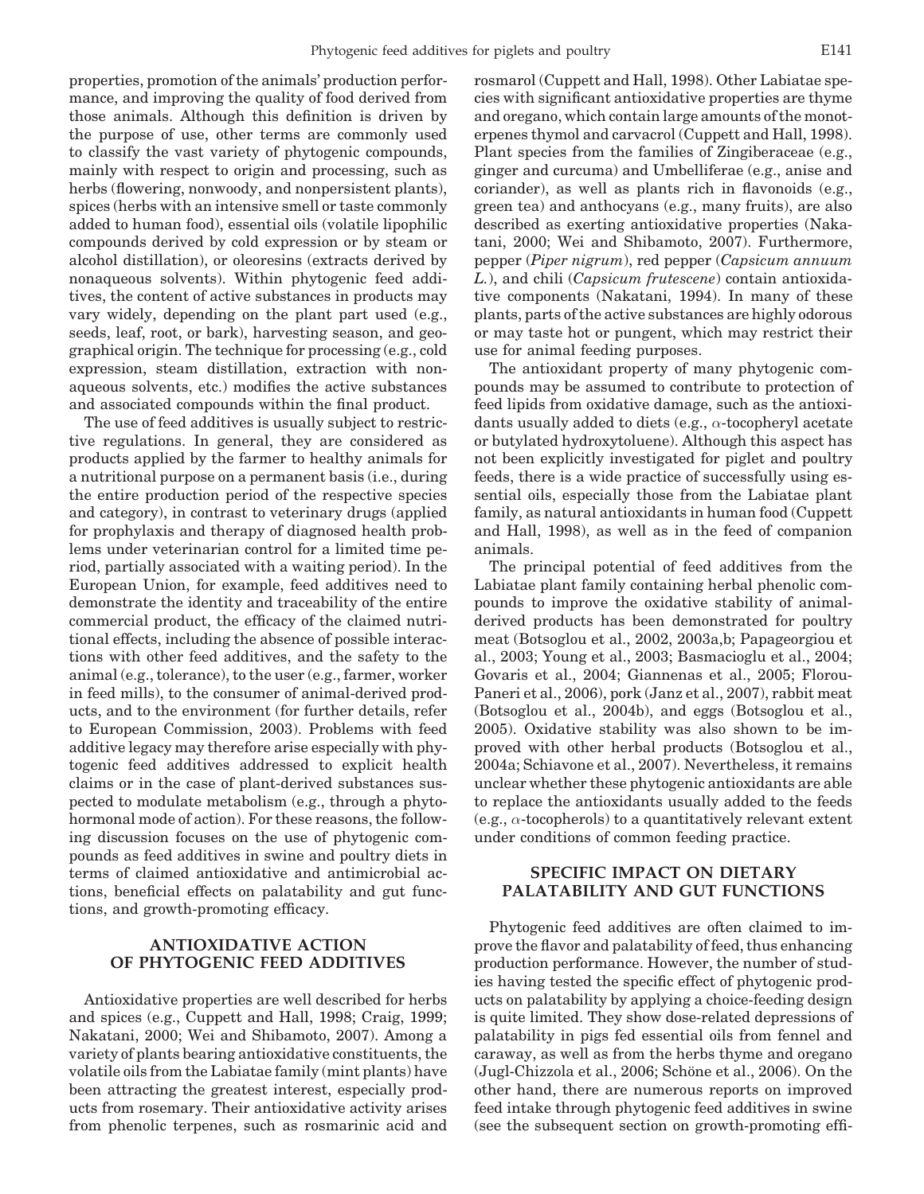properties, promotion of the animals' production performance, and improving the quality of food derived from those animals. Although this definition is driven by the purpose of use, other terms are commonly used to classify the vast variety of phytogenic compounds, mainly with respect to origin and processing, such as herbs (flowering, nonwoody, and nonpersistent plants), spices (herbs with an intensive smell or taste commonly added to human food), essential oils (volatile lipophilic compounds derived by cold expression or by steam or alcohol distillation), or oleoresins (extracts derived by nonaqueous solvents). Within phytogenic feed additives, the content of active substances in products may vary widely, depending on the plant part used (e.g., seeds, leaf, root, or bark), harvesting season, and geographical origin. The technique for processing (e.g., cold expression, steam distillation, extraction with nonaqueous solvents, etc.) modifies the active substances and associated compounds within the final product.

The use of feed additives is usually subject to restrictive regulations. In general, they are considered as products applied by the farmer to healthy animals for a nutritional purpose on a permanent basis (i.e., during the entire production period of the respective species and category), in contrast to veterinary drugs (applied for prophylaxis and therapy of diagnosed health problems under veterinarian control for a limited time period, partially associated with a waiting period). In the European Union, for example, feed additives need to demonstrate the identity and traceability of the entire commercial product, the efficacy of the claimed nutritional effects, including the absence of possible interactions with other feed additives, and the safety to the animal (e.g., tolerance), to the user (e.g., farmer, worker in feed mills), to the consumer of animal-derived products, and to the environment (for further details, refer to European Commission, 2003). Problems with feed additive legacy may therefore arise especially with phytogenic feed additives addressed to explicit health claims or in the case of plant-derived substances suspected to modulate metabolism (e.g., through a phytohormonal mode of action). For these reasons, the following discussion focuses on the use of phytogenic compounds as feed additives in swine and poultry diets in terms of claimed antioxidative and antimicrobial actions, beneficial effects on palatability and gut functions, and growth-promoting efficacy.

## ANTIOXIDATIVE ACTION OF PHYTOGENIC FEED ADDITIVES

Antioxidative properties are well described for herbs and spices (e.g., Cuppett and Hall, 1998; Craig, 1999; Nakatani, 2000; Wei and Shibamoto, 2007). Among a variety of plants bearing antioxidative constituents, the volatile oils from the Labiatae family (mint plants) have been attracting the greatest interest, especially products from rosemary. Their antioxidative activity arises from phenolic terpenes, such as rosmarinic acid and rosmarol (Cuppett and Hall, 1998). Other Labiatae species with significant antioxidative properties are thyme and oregano, which contain large amounts of the monoterpenes thymol and carvacrol (Cuppett and Hall, 1998). Plant species from the families of Zingiberaceae (e.g., ginger and curcuma) and Umbelliferae (e.g., anise and coriander), as well as plants rich in flavonoids (e.g., green tea) and anthocyans (e.g., many fruits), are also described as exerting antioxidative properties (Nakatani, 2000; Wei and Shibamoto, 2007). Furthermore, pepper (*Piper nigrum*), red pepper (*Capsicum annuum L.*), and chili (*Capsicum frutescene*) contain antioxidative components (Nakatani, 1994). In many of these plants, parts of the active substances are highly odorous or may taste hot or pungent, which may restrict their use for animal feeding purposes.

The antioxidant property of many phytogenic compounds may be assumed to contribute to protection of feed lipids from oxidative damage, such as the antioxidants usually added to diets (e.g., α-tocopheryl acetate or butylated hydroxytoluene). Although this aspect has not been explicitly investigated for piglet and poultry feeds, there is a wide practice of successfully using essential oils, especially those from the Labiatae plant family, as natural antioxidants in human food (Cuppett and Hall, 1998), as well as in the feed of companion animals.

The principal potential of feed additives from the Labiatae plant family containing herbal phenolic compounds to improve the oxidative stability of animal-derived products has been demonstrated for poultry meat (Botsoglou et al., 2002, 2003a,b; Papageorgiou et al., 2003; Young et al., 2003; Basmacioglu et al., 2004; Govaris et al., 2004; Giannenas et al., 2005; Florou-Paneri et al., 2006), pork (Janz et al., 2007), rabbit meat (Botsoglou et al., 2004b), and eggs (Botsoglou et al., 2005). Oxidative stability was also shown to be improved with other herbal products (Botsoglou et al., 2004a; Schiavone et al., 2007). Nevertheless, it remains unclear whether these phytogenic antioxidants are able to replace the antioxidants usually added to the feeds (e.g., α-tocopherols) to a quantitatively relevant extent under conditions of common feeding practice.

## SPECIFIC IMPACT ON DIETARY PALATABILITY AND GUT FUNCTIONS

Phytogenic feed additives are often claimed to improve the flavor and palatability of feed, thus enhancing production performance. However, the number of studies having tested the specific effect of phytogenic products on palatability by applying a choice-feeding design is quite limited. They show dose-related depressions of palatability in pigs fed essential oils from fennel and caraway, as well as from the herbs thyme and oregano (Jugl-Chizzola et al., 2006; Schöne et al., 2006). On the other hand, there are numerous reports on improved feed intake through phytogenic feed additives in swine (see the subsequent section on growth-promoting effi-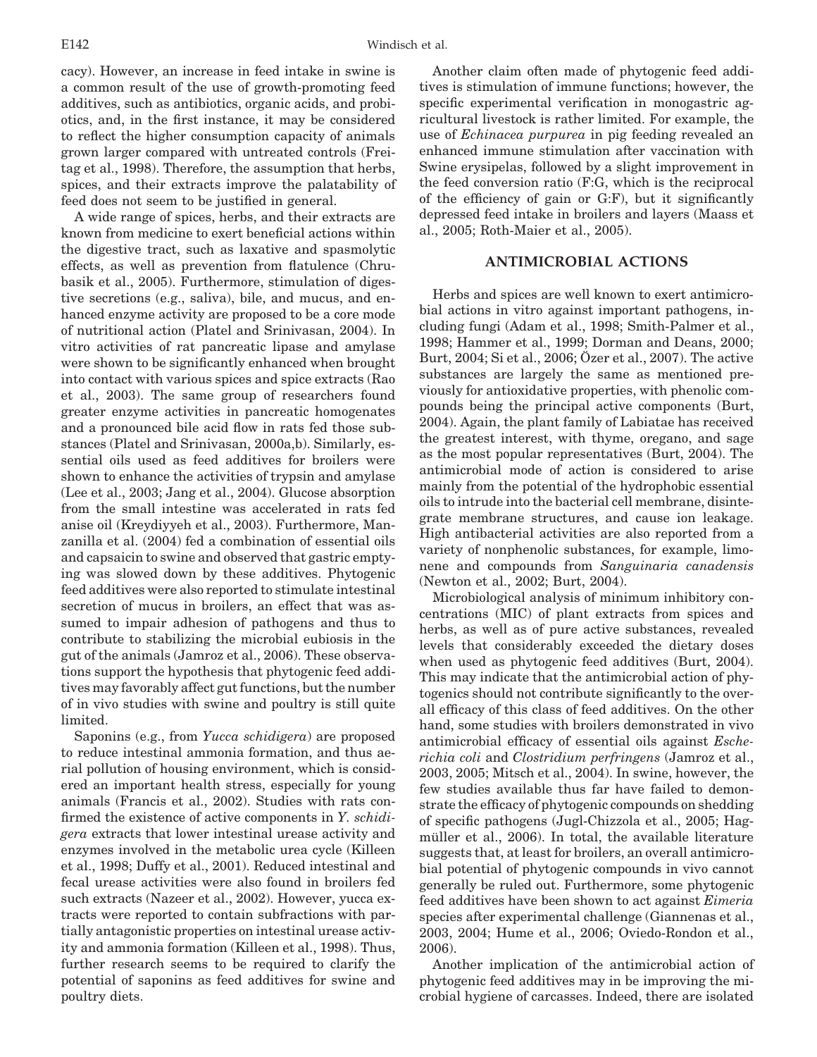cacy). However, an increase in feed intake in swine is a common result of the use of growth-promoting feed additives, such as antibiotics, organic acids, and probiotics, and, in the first instance, it may be considered to reflect the higher consumption capacity of animals grown larger compared with untreated controls (Freitag et al., 1998). Therefore, the assumption that herbs, spices, and their extracts improve the palatability of feed does not seem to be justified in general.

A wide range of spices, herbs, and their extracts are known from medicine to exert beneficial actions within the digestive tract, such as laxative and spasmolytic effects, as well as prevention from flatulence (Chrubasik et al., 2005). Furthermore, stimulation of digestive secretions (e.g., saliva), bile, and mucus, and enhanced enzyme activity are proposed to be a core mode of nutritional action (Platel and Srinivasan, 2004). In vitro activities of rat pancreatic lipase and amylase were shown to be significantly enhanced when brought into contact with various spices and spice extracts (Rao et al., 2003). The same group of researchers found greater enzyme activities in pancreatic homogenates and a pronounced bile acid flow in rats fed those substances (Platel and Srinivasan, 2000a,b). Similarly, essential oils used as feed additives for broilers were shown to enhance the activities of trypsin and amylase (Lee et al., 2003; Jang et al., 2004). Glucose absorption from the small intestine was accelerated in rats fed anise oil (Kreydiyyeh et al., 2003). Furthermore, Manzanilla et al. (2004) fed a combination of essential oils and capsaicin to swine and observed that gastric emptying was slowed down by these additives. Phytogenic feed additives were also reported to stimulate intestinal secretion of mucus in broilers, an effect that was assumed to impair adhesion of pathogens and thus to contribute to stabilizing the microbial eubiosis in the gut of the animals (Jamroz et al., 2006). These observations support the hypothesis that phytogenic feed additives may favorably affect gut functions, but the number of in vivo studies with swine and poultry is still quite limited.

Saponins (e.g., from *Yucca schidigera*) are proposed to reduce intestinal ammonia formation, and thus aerial pollution of housing environment, which is considered an important health stress, especially for young animals (Francis et al., 2002). Studies with rats confirmed the existence of active components in *Y. schidigera* extracts that lower intestinal urease activity and enzymes involved in the metabolic urea cycle (Killeen et al., 1998; Duffy et al., 2001). Reduced intestinal and fecal urease activities were also found in broilers fed such extracts (Nazeer et al., 2002). However, yucca extracts were reported to contain subfractions with partially antagonistic properties on intestinal urease activity and ammonia formation (Killeen et al., 1998). Thus, further research seems to be required to clarify the potential of saponins as feed additives for swine and poultry diets.

Another claim often made of phytogenic feed additives is stimulation of immune functions; however, the specific experimental verification in monogastric agricultural livestock is rather limited. For example, the use of *Echinacea purpurea* in pig feeding revealed an enhanced immune stimulation after vaccination with Swine erysipelas, followed by a slight improvement in the feed conversion ratio (F:G, which is the reciprocal of the efficiency of gain or G:F), but it significantly depressed feed intake in broilers and layers (Maass et al., 2005; Roth-Maier et al., 2005).

## ANTIMICROBIAL ACTIONS

Herbs and spices are well known to exert antimicrobial actions in vitro against important pathogens, including fungi (Adam et al., 1998; Smith-Palmer et al., 1998; Hammer et al., 1999; Dorman and Deans, 2000; Burt, 2004; Si et al., 2006; Özer et al., 2007). The active substances are largely the same as mentioned previously for antioxidative properties, with phenolic compounds being the principal active components (Burt, 2004). Again, the plant family of Labiatae has received the greatest interest, with thyme, oregano, and sage as the most popular representatives (Burt, 2004). The antimicrobial mode of action is considered to arise mainly from the potential of the hydrophobic essential oils to intrude into the bacterial cell membrane, disintegrate membrane structures, and cause ion leakage. High antibacterial activities are also reported from a variety of nonphenolic substances, for example, limonene and compounds from *Sanguinaria canadensis* (Newton et al., 2002; Burt, 2004).

Microbiological analysis of minimum inhibitory concentrations (MIC) of plant extracts from spices and herbs, as well as of pure active substances, revealed levels that considerably exceeded the dietary doses when used as phytogenic feed additives (Burt, 2004). This may indicate that the antimicrobial action of phytogenics should not contribute significantly to the overall efficacy of this class of feed additives. On the other hand, some studies with broilers demonstrated in vivo antimicrobial efficacy of essential oils against *Escherichia coli* and *Clostridium perfringens* (Jamroz et al., 2003, 2005; Mitsch et al., 2004). In swine, however, the few studies available thus far have failed to demonstrate the efficacy of phytogenic compounds on shedding of specific pathogens (Jugl-Chizzola et al., 2005; Hagmüller et al., 2006). In total, the available literature suggests that, at least for broilers, an overall antimicrobial potential of phytogenic compounds in vivo cannot generally be ruled out. Furthermore, some phytogenic feed additives have been shown to act against *Eimeria* species after experimental challenge (Giannenas et al., 2003, 2004; Hume et al., 2006; Oviedo-Rondon et al., 2006).

Another implication of the antimicrobial action of phytogenic feed additives may in be improving the microbial hygiene of carcasses. Indeed, there are isolated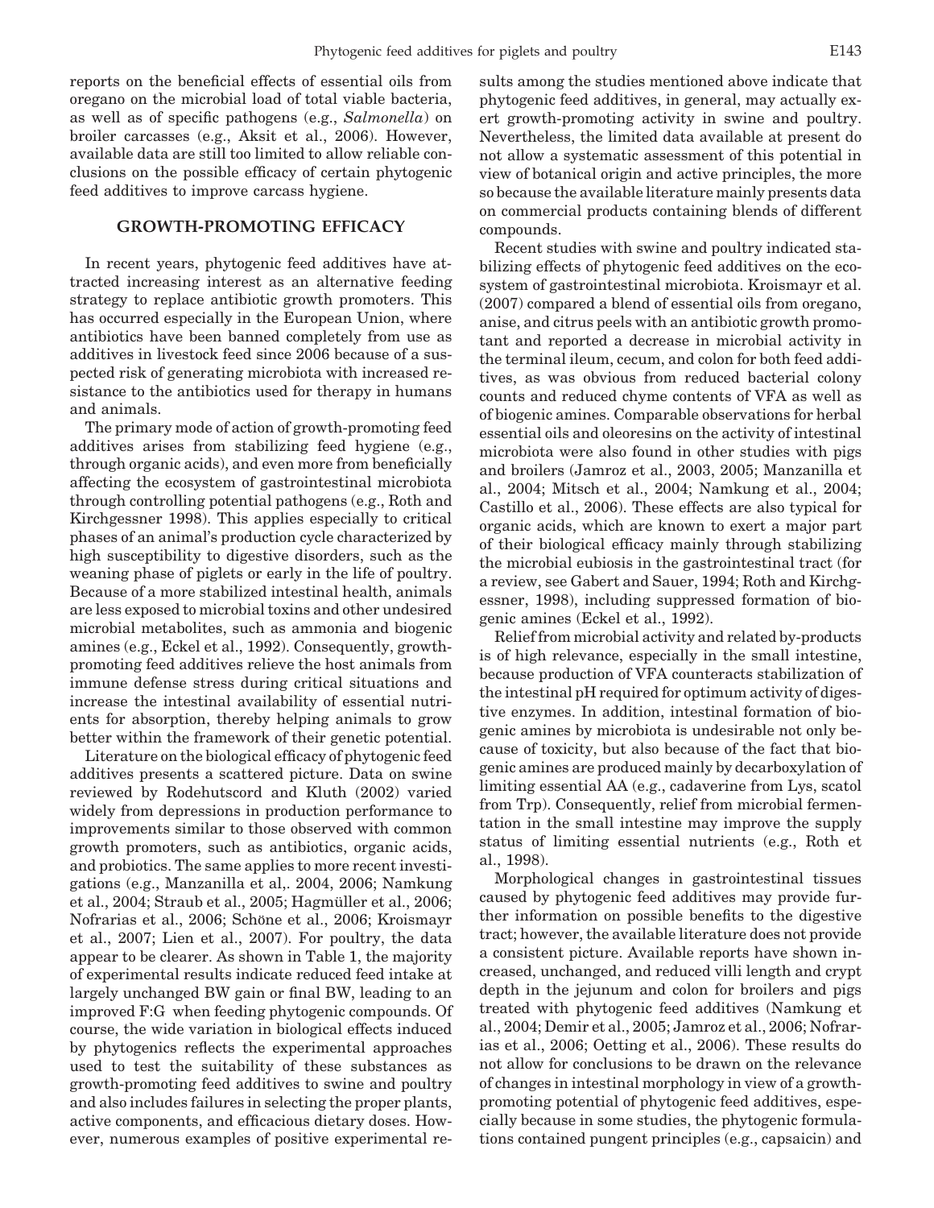reports on the beneficial effects of essential oils from oregano on the microbial load of total viable bacteria, as well as of specific pathogens (e.g., *Salmonella*) on broiler carcasses (e.g., Aksit et al., 2006). However, available data are still too limited to allow reliable conclusions on the possible efficacy of certain phytogenic feed additives to improve carcass hygiene.

## GROWTH-PROMOTING EFFICACY

In recent years, phytogenic feed additives have attracted increasing interest as an alternative feeding strategy to replace antibiotic growth promoters. This has occurred especially in the European Union, where antibiotics have been banned completely from use as additives in livestock feed since 2006 because of a suspected risk of generating microbiota with increased resistance to the antibiotics used for therapy in humans and animals.

The primary mode of action of growth-promoting feed additives arises from stabilizing feed hygiene (e.g., through organic acids), and even more from beneficially affecting the ecosystem of gastrointestinal microbiota through controlling potential pathogens (e.g., Roth and Kirchgessner 1998). This applies especially to critical phases of an animal's production cycle characterized by high susceptibility to digestive disorders, such as the weaning phase of piglets or early in the life of poultry. Because of a more stabilized intestinal health, animals are less exposed to microbial toxins and other undesired microbial metabolites, such as ammonia and biogenic amines (e.g., Eckel et al., 1992). Consequently, growth-promoting feed additives relieve the host animals from immune defense stress during critical situations and increase the intestinal availability of essential nutrients for absorption, thereby helping animals to grow better within the framework of their genetic potential.

Literature on the biological efficacy of phytogenic feed additives presents a scattered picture. Data on swine reviewed by Rodehutscord and Kluth (2002) varied widely from depressions in production performance to improvements similar to those observed with common growth promoters, such as antibiotics, organic acids, and probiotics. The same applies to more recent investigations (e.g., Manzanilla et al,. 2004, 2006; Namkung et al., 2004; Straub et al., 2005; Hagmüller et al., 2006; Nofrarias et al., 2006; Schöne et al., 2006; Kroismayr et al., 2007; Lien et al., 2007). For poultry, the data appear to be clearer. As shown in Table 1, the majority of experimental results indicate reduced feed intake at largely unchanged BW gain or final BW, leading to an improved F:G when feeding phytogenic compounds. Of course, the wide variation in biological effects induced by phytogenics reflects the experimental approaches used to test the suitability of these substances as growth-promoting feed additives to swine and poultry and also includes failures in selecting the proper plants, active components, and efficacious dietary doses. However, numerous examples of positive experimental results among the studies mentioned above indicate that phytogenic feed additives, in general, may actually exert growth-promoting activity in swine and poultry. Nevertheless, the limited data available at present do not allow a systematic assessment of this potential in view of botanical origin and active principles, the more so because the available literature mainly presents data on commercial products containing blends of different compounds.

Recent studies with swine and poultry indicated stabilizing effects of phytogenic feed additives on the ecosystem of gastrointestinal microbiota. Kroismayr et al. (2007) compared a blend of essential oils from oregano, anise, and citrus peels with an antibiotic growth promotant and reported a decrease in microbial activity in the terminal ileum, cecum, and colon for both feed additives, as was obvious from reduced bacterial colony counts and reduced chyme contents of VFA as well as of biogenic amines. Comparable observations for herbal essential oils and oleoresins on the activity of intestinal microbiota were also found in other studies with pigs and broilers (Jamroz et al., 2003, 2005; Manzanilla et al., 2004; Mitsch et al., 2004; Namkung et al., 2004; Castillo et al., 2006). These effects are also typical for organic acids, which are known to exert a major part of their biological efficacy mainly through stabilizing the microbial eubiosis in the gastrointestinal tract (for a review, see Gabert and Sauer, 1994; Roth and Kirchgessner, 1998), including suppressed formation of biogenic amines (Eckel et al., 1992).

Relief from microbial activity and related by-products is of high relevance, especially in the small intestine, because production of VFA counteracts stabilization of the intestinal pH required for optimum activity of digestive enzymes. In addition, intestinal formation of biogenic amines by microbiota is undesirable not only because of toxicity, but also because of the fact that biogenic amines are produced mainly by decarboxylation of limiting essential AA (e.g., cadaverine from Lys, scatol from Trp). Consequently, relief from microbial fermentation in the small intestine may improve the supply status of limiting essential nutrients (e.g., Roth et al., 1998).

Morphological changes in gastrointestinal tissues caused by phytogenic feed additives may provide further information on possible benefits to the digestive tract; however, the available literature does not provide a consistent picture. Available reports have shown increased, unchanged, and reduced villi length and crypt depth in the jejunum and colon for broilers and pigs treated with phytogenic feed additives (Namkung et al., 2004; Demir et al., 2005; Jamroz et al., 2006; Nofrarias et al., 2006; Oetting et al., 2006). These results do not allow for conclusions to be drawn on the relevance of changes in intestinal morphology in view of a growth-promoting potential of phytogenic feed additives, especially because in some studies, the phytogenic formulations contained pungent principles (e.g., capsaicin) and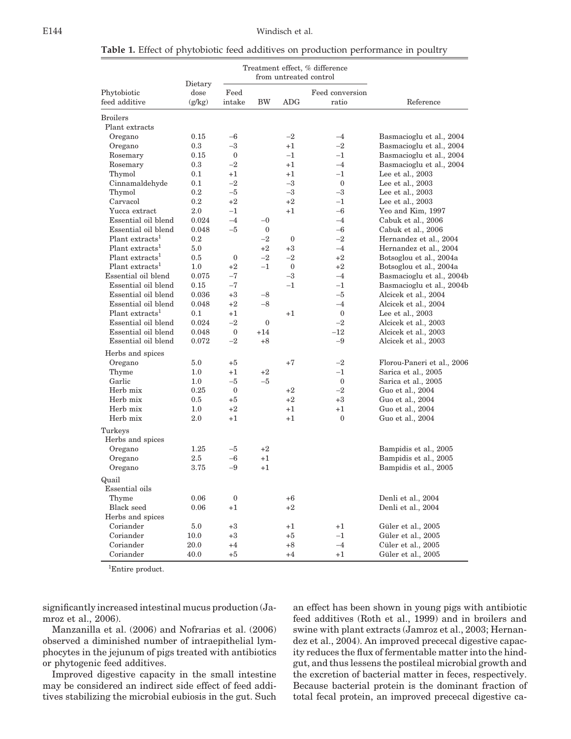**Table 1.** Effect of phytobiotic feed additives on production performance in poultry

| Phytobiotic feed additive | Dietary dose (g/kg) | Treatment effect, % difference from untreated control | | | | Reference |
|---|---|---|---|---|---|---|
| | | Feed intake | BW | ADG | Feed conversion ratio | |
| Broilers | | | | | | |
| Plant extracts | | | | | | |
| Oregano | 0.15 | −6 | | −2 | −4 | Basmacioglu et al., 2004 |
| Oregano | 0.3 | −3 | | +1 | −2 | Basmacioglu et al., 2004 |
| Rosemary | 0.15 | 0 | | −1 | −1 | Basmacioglu et al., 2004 |
| Rosemary | 0.3 | −2 | | +1 | −4 | Basmacioglu et al., 2004 |
| Thymol | 0.1 | +1 | | +1 | −1 | Lee et al., 2003 |
| Cinnamaldehyde | 0.1 | −2 | | −3 | 0 | Lee et al., 2003 |
| Thymol | 0.2 | −5 | | −3 | −3 | Lee et al., 2003 |
| Carvacol | 0.2 | +2 | | +2 | −1 | Lee et al., 2003 |
| Yucca extract | 2.0 | −1 | | +1 | −6 | Yeo and Kim, 1997 |
| Essential oil blend | 0.024 | −4 | −0 | | −4 | Cabuk et al., 2006 |
| Essential oil blend | 0.048 | −5 | 0 | | −6 | Cabuk et al., 2006 |
| Plant extracts[1] | 0.2 | | −2 | 0 | −2 | Hernandez et al., 2004 |
| Plant extracts[1] | 5.0 | | +2 | +3 | −4 | Hernandez et al., 2004 |
| Plant extracts[1] | 0.5 | 0 | −2 | −2 | +2 | Botsoglou et al., 2004a |
| Plant extracts[1] | 1.0 | +2 | −1 | 0 | +2 | Botsoglou et al., 2004a |
| Essential oil blend | 0.075 | −7 | | −3 | −4 | Basmacioglu et al., 2004b |
| Essential oil blend | 0.15 | −7 | | −1 | −1 | Basmacioglu et al., 2004b |
| Essential oil blend | 0.036 | +3 | −8 | | −5 | Alcicek et al., 2004 |
| Essential oil blend | 0.048 | +2 | −8 | | −4 | Alcicek et al., 2004 |
| Plant extracts[1] | 0.1 | +1 | | +1 | 0 | Lee et al., 2003 |
| Essential oil blend | 0.024 | −2 | 0 | | −2 | Alcicek et al., 2003 |
| Essential oil blend | 0.048 | 0 | +14 | | −12 | Alcicek et al., 2003 |
| Essential oil blend | 0.072 | −2 | +8 | | −9 | Alcicek et al., 2003 |
| Herbs and spices | | | | | | |
| Oregano | 5.0 | +5 | | +7 | −2 | Florou-Paneri et al., 2006 |
| Thyme | 1.0 | +1 | +2 | | −1 | Sarica et al., 2005 |
| Garlic | 1.0 | −5 | −5 | | 0 | Sarica et al., 2005 |
| Herb mix | 0.25 | 0 | | +2 | −2 | Guo et al., 2004 |
| Herb mix | 0.5 | +5 | | +2 | +3 | Guo et al., 2004 |
| Herb mix | 1.0 | +2 | | +1 | +1 | Guo et al., 2004 |
| Herb mix | 2.0 | +1 | | +1 | 0 | Guo et al., 2004 |
| Turkeys | | | | | | |
| Herbs and spices | | | | | | |
| Oregano | 1.25 | −5 | +2 | | | Bampidis et al., 2005 |
| Oregano | 2.5 | −6 | +1 | | | Bampidis et al., 2005 |
| Oregano | 3.75 | −9 | +1 | | | Bampidis et al., 2005 |
| Quail | | | | | | |
| Essential oils | | | | | | |
| Thyme | 0.06 | 0 | | +6 | | Denli et al., 2004 |
| Black seed | 0.06 | +1 | | +2 | | Denli et al., 2004 |
| Herbs and spices | | | | | | |
| Coriander | 5.0 | +3 | | +1 | +1 | Güler et al., 2005 |
| Coriander | 10.0 | +3 | | +5 | −1 | Güler et al., 2005 |
| Coriander | 20.0 | +4 | | +8 | −4 | Cüler et al., 2005 |
| Coriander | 40.0 | +5 | | +4 | +1 | Güler et al., 2005 |

[1]Entire product.

significantly increased intestinal mucus production (Jamroz et al., 2006).

Manzanilla et al. (2006) and Nofrarias et al. (2006) observed a diminished number of intraepithelial lymphocytes in the jejunum of pigs treated with antibiotics or phytogenic feed additives.

Improved digestive capacity in the small intestine may be considered an indirect side effect of feed additives stabilizing the microbial eubiosis in the gut. Such an effect has been shown in young pigs with antibiotic feed additives (Roth et al., 1999) and in broilers and swine with plant extracts (Jamroz et al., 2003; Hernandez et al., 2004). An improved precedal digestive capacity reduces the flux of fermentable matter into the hindgut, and thus lessens the postileal microbial growth and the excretion of bacterial matter in feces, respectively. Because bacterial protein is the dominant fraction of total fecal protein, an improved precedal digestive ca-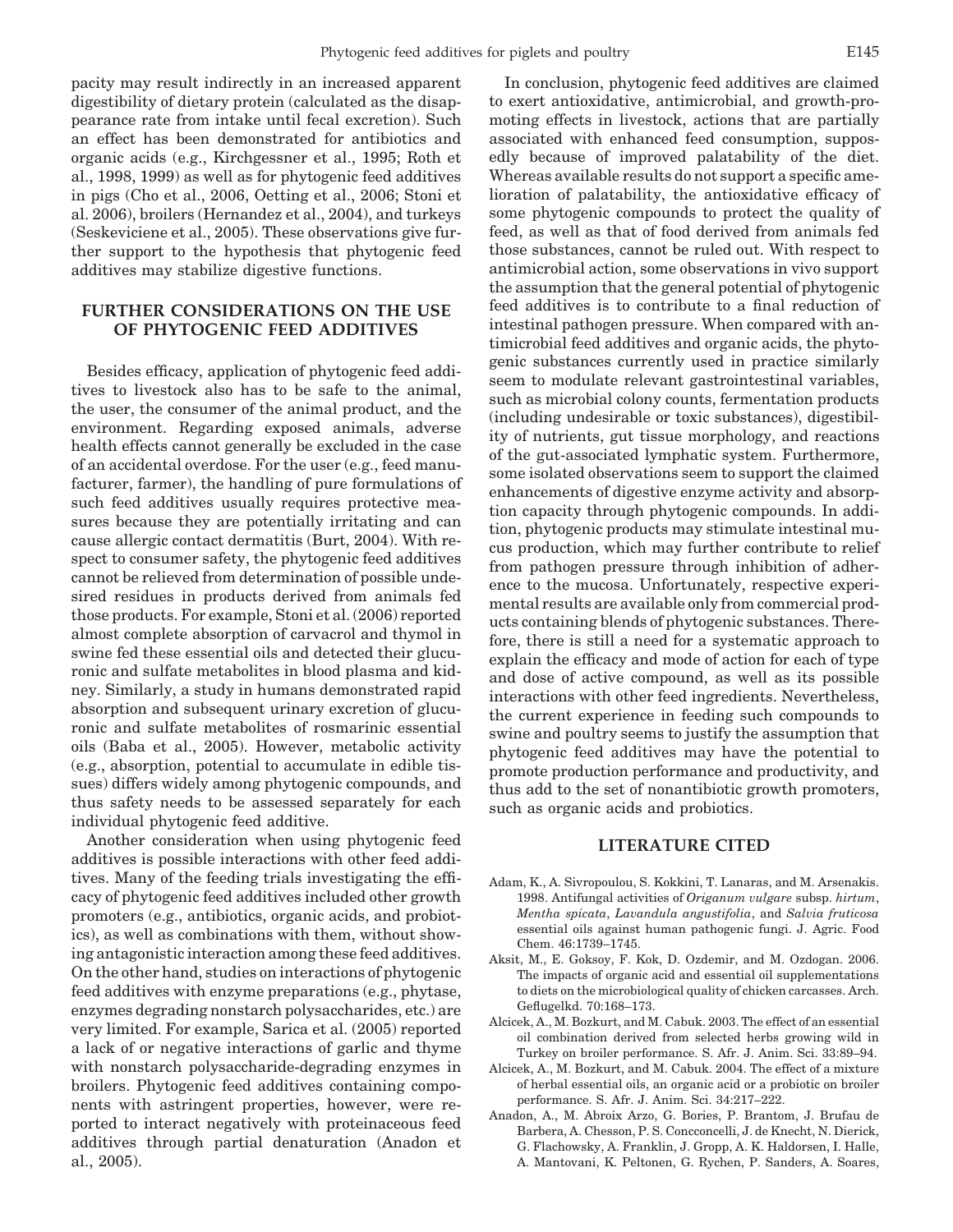pacity may result indirectly in an increased apparent digestibility of dietary protein (calculated as the disappearance rate from intake until fecal excretion). Such an effect has been demonstrated for antibiotics and organic acids (e.g., Kirchgessner et al., 1995; Roth et al., 1998, 1999) as well as for phytogenic feed additives in pigs (Cho et al., 2006, Oetting et al., 2006; Stoni et al. 2006), broilers (Hernandez et al., 2004), and turkeys (Seskeviciene et al., 2005). These observations give further support to the hypothesis that phytogenic feed additives may stabilize digestive functions.

## FURTHER CONSIDERATIONS ON THE USE OF PHYTOGENIC FEED ADDITIVES

Besides efficacy, application of phytogenic feed additives to livestock also has to be safe to the animal, the user, the consumer of the animal product, and the environment. Regarding exposed animals, adverse health effects cannot generally be excluded in the case of an accidental overdose. For the user (e.g., feed manufacturer, farmer), the handling of pure formulations of such feed additives usually requires protective measures because they are potentially irritating and can cause allergic contact dermatitis (Burt, 2004). With respect to consumer safety, the phytogenic feed additives cannot be relieved from determination of possible undesired residues in products derived from animals fed those products. For example, Stoni et al. (2006) reported almost complete absorption of carvacrol and thymol in swine fed these essential oils and detected their glucuronic and sulfate metabolites in blood plasma and kidney. Similarly, a study in humans demonstrated rapid absorption and subsequent urinary excretion of glucuronic and sulfate metabolites of rosmarinic essential oils (Baba et al., 2005). However, metabolic activity (e.g., absorption, potential to accumulate in edible tissues) differs widely among phytogenic compounds, and thus safety needs to be assessed separately for each individual phytogenic feed additive.

Another consideration when using phytogenic feed additives is possible interactions with other feed additives. Many of the feeding trials investigating the efficacy of phytogenic feed additives included other growth promoters (e.g., antibiotics, organic acids, and probiotics), as well as combinations with them, without showing antagonistic interaction among these feed additives. On the other hand, studies on interactions of phytogenic feed additives with enzyme preparations (e.g., phytase, enzymes degrading nonstarch polysaccharides, etc.) are very limited. For example, Sarica et al. (2005) reported a lack of or negative interactions of garlic and thyme with nonstarch polysaccharide-degrading enzymes in broilers. Phytogenic feed additives containing components with astringent properties, however, were reported to interact negatively with proteinaceous feed additives through partial denaturation (Anadon et al., 2005).

In conclusion, phytogenic feed additives are claimed to exert antioxidative, antimicrobial, and growth-promoting effects in livestock, actions that are partially associated with enhanced feed consumption, supposedly because of improved palatability of the diet. Whereas available results do not support a specific amelioration of palatability, the antioxidative efficacy of some phytogenic compounds to protect the quality of feed, as well as that of food derived from animals fed those substances, cannot be ruled out. With respect to antimicrobial action, some observations in vivo support the assumption that the general potential of phytogenic feed additives is to contribute to a final reduction of intestinal pathogen pressure. When compared with antimicrobial feed additives and organic acids, the phytogenic substances currently used in practice similarly seem to modulate relevant gastrointestinal variables, such as microbial colony counts, fermentation products (including undesirable or toxic substances), digestibility of nutrients, gut tissue morphology, and reactions of the gut-associated lymphatic system. Furthermore, some isolated observations seem to support the claimed enhancements of digestive enzyme activity and absorption capacity through phytogenic compounds. In addition, phytogenic products may stimulate intestinal mucus production, which may further contribute to relief from pathogen pressure through inhibition of adherence to the mucosa. Unfortunately, respective experimental results are available only from commercial products containing blends of phytogenic substances. Therefore, there is still a need for a systematic approach to explain the efficacy and mode of action for each of type and dose of active compound, as well as its possible interactions with other feed ingredients. Nevertheless, the current experience in feeding such compounds to swine and poultry seems to justify the assumption that phytogenic feed additives may have the potential to promote production performance and productivity, and thus add to the set of nonantibiotic growth promoters, such as organic acids and probiotics.

## LITERATURE CITED

Adam, K., A. Sivropoulou, S. Kokkini, T. Lanaras, and M. Arsenakis. 1998. Antifungal activities of *Origanum vulgare* subsp. *hirtum*, *Mentha spicata*, *Lavandula angustifolia*, and *Salvia fruticosa* essential oils against human pathogenic fungi. J. Agric. Food Chem. 46:1739–1745.

Aksit, M., E. Goksoy, F. Kok, D. Ozdemir, and M. Ozdogan. 2006. The impacts of organic acid and essential oil supplementations to diets on the microbiological quality of chicken carcasses. Arch. Geflugelkd. 70:168–173.

Alcicek, A., M. Bozkurt, and M. Cabuk. 2003. The effect of an essential oil combination derived from selected herbs growing wild in Turkey on broiler performance. S. Afr. J. Anim. Sci. 33:89–94.

Alcicek, A., M. Bozkurt, and M. Cabuk. 2004. The effect of a mixture of herbal essential oils, an organic acid or a probiotic on broiler performance. S. Afr. J. Anim. Sci. 34:217–222.

Anadon, A., M. Abroix Arzo, G. Bories, P. Brantom, J. Brufau de Barbera, A. Chesson, P. S. Concconcelli, J. de Knecht, N. Dierick, G. Flachowsky, A. Franklin, J. Gropp, A. K. Haldorsen, I. Halle, A. Mantovani, K. Peltonen, G. Rychen, P. Sanders, A. Soares,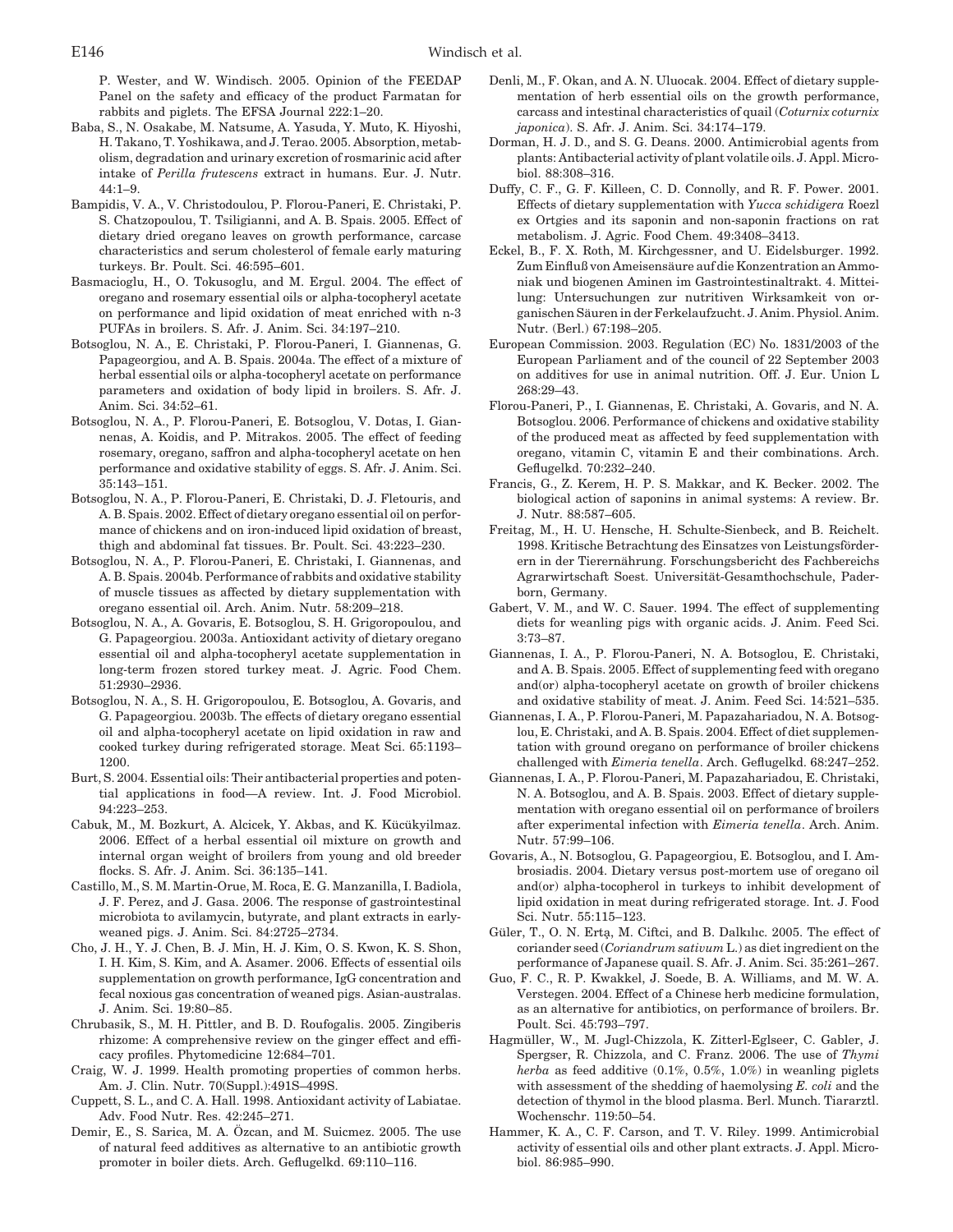P. Wester, and W. Windisch. 2005. Opinion of the FEEDAP Panel on the safety and efficacy of the product Farmatan for rabbits and piglets. The EFSA Journal 222:1–20.

Baba, S., N. Osakabe, M. Natsume, A. Yasuda, Y. Muto, K. Hiyoshi, H. Takano, T. Yoshikawa, and J. Terao. 2005. Absorption, metabolism, degradation and urinary excretion of rosmarinic acid after intake of *Perilla frutescens* extract in humans. Eur. J. Nutr. 44:1–9.

Bampidis, V. A., V. Christodoulou, P. Florou-Paneri, E. Christaki, P. S. Chatzopoulou, T. Tsiligianni, and A. B. Spais. 2005. Effect of dietary dried oregano leaves on growth performance, carcase characteristics and serum cholesterol of female early maturing turkeys. Br. Poult. Sci. 46:595–601.

Basmacioglu, H., O. Tokusoglu, and M. Ergul. 2004. The effect of oregano and rosemary essential oils or alpha-tocopheryl acetate on performance and lipid oxidation of meat enriched with n-3 PUFAs in broilers. S. Afr. J. Anim. Sci. 34:197–210.

Botsoglou, N. A., E. Christaki, P. Florou-Paneri, I. Giannenas, G. Papageorgiou, and A. B. Spais. 2004a. The effect of a mixture of herbal essential oils or alpha-tocopheryl acetate on performance parameters and oxidation of body lipid in broilers. S. Afr. J. Anim. Sci. 34:52–61.

Botsoglou, N. A., P. Florou-Paneri, E. Botsoglou, V. Dotas, I. Giannenas, A. Koidis, and P. Mitrakos. 2005. The effect of feeding rosemary, oregano, saffron and alpha-tocopheryl acetate on hen performance and oxidative stability of eggs. S. Afr. J. Anim. Sci. 35:143–151.

Botsoglou, N. A., P. Florou-Paneri, E. Christaki, D. J. Fletouris, and A. B. Spais. 2002. Effect of dietary oregano essential oil on performance of chickens and on iron-induced lipid oxidation of breast, thigh and abdominal fat tissues. Br. Poult. Sci. 43:223–230.

Botsoglou, N. A., P. Florou-Paneri, E. Christaki, I. Giannenas, and A. B. Spais. 2004b. Performance of rabbits and oxidative stability of muscle tissues as affected by dietary supplementation with oregano essential oil. Arch. Anim. Nutr. 58:209–218.

Botsoglou, N. A., A. Govaris, E. Botsoglou, S. H. Grigoropoulou, and G. Papageorgiou. 2003a. Antioxidant activity of dietary oregano essential oil and alpha-tocopheryl acetate supplementation in long-term frozen stored turkey meat. J. Agric. Food Chem. 51:2930–2936.

Botsoglou, N. A., S. H. Grigoropoulou, E. Botsoglou, A. Govaris, and G. Papageorgiou. 2003b. The effects of dietary oregano essential oil and alpha-tocopheryl acetate on lipid oxidation in raw and cooked turkey during refrigerated storage. Meat Sci. 65:1193–1200.

Burt, S. 2004. Essential oils: Their antibacterial properties and potential applications in food—A review. Int. J. Food Microbiol. 94:223–253.

Cabuk, M., M. Bozkurt, A. Alcicek, Y. Akbas, and K. Kücükyilmaz. 2006. Effect of a herbal essential oil mixture on growth and internal organ weight of broilers from young and old breeder flocks. S. Afr. J. Anim. Sci. 36:135–141.

Castillo, M., S. M. Martin-Orue, M. Roca, E. G. Manzanilla, I. Badiola, J. F. Perez, and J. Gasa. 2006. The response of gastrointestinal microbiota to avilamycin, butyrate, and plant extracts in early-weaned pigs. J. Anim. Sci. 84:2725–2734.

Cho, J. H., Y. J. Chen, B. J. Min, H. J. Kim, O. S. Kwon, K. S. Shon, I. H. Kim, S. Kim, and A. Asamer. 2006. Effects of essential oils supplementation on growth performance, IgG concentration and fecal noxious gas concentration of weaned pigs. Asian-australas. J. Anim. Sci. 19:80–85.

Chrubasik, S., M. H. Pittler, and B. D. Roufogalis. 2005. Zingiberis rhizome: A comprehensive review on the ginger effect and efficacy profiles. Phytomedicine 12:684–701.

Craig, W. J. 1999. Health promoting properties of common herbs. Am. J. Clin. Nutr. 70(Suppl.):491S–499S.

Cuppett, S. L., and C. A. Hall. 1998. Antioxidant activity of Labiatae. Adv. Food Nutr. Res. 42:245–271.

Demir, E., S. Sarica, M. A. Özcan, and M. Suicmez. 2005. The use of natural feed additives as alternative to an antibiotic growth promoter in boiler diets. Arch. Geflugelkd. 69:110–116.

Denli, M., F. Okan, and A. N. Uluocak. 2004. Effect of dietary supplementation of herb essential oils on the growth performance, carcass and intestinal characteristics of quail (*Coturnix coturnix japonica*). S. Afr. J. Anim. Sci. 34:174–179.

Dorman, H. J. D., and S. G. Deans. 2000. Antimicrobial agents from plants: Antibacterial activity of plant volatile oils. J. Appl. Microbiol. 88:308–316.

Duffy, C. F., G. F. Killeen, C. D. Connolly, and R. F. Power. 2001. Effects of dietary supplementation with *Yucca schidigera* Roezl ex Ortgies and its saponin and non-saponin fractions on rat metabolism. J. Agric. Food Chem. 49:3408–3413.

Eckel, B., F. X. Roth, M. Kirchgessner, and U. Eidelsburger. 1992. Zum Einfluß von Ameisensäure auf die Konzentration an Ammoniak und biogenen Aminen im Gastrointestinaltrakt. 4. Mitteilung: Untersuchungen zur nutritiven Wirksamkeit von organischen Säuren in der Ferkelaufzucht. J. Anim. Physiol. Anim. Nutr. (Berl.) 67:198–205.

European Commission. 2003. Regulation (EC) No. 1831/2003 of the European Parliament and of the council of 22 September 2003 on additives for use in animal nutrition. Off. J. Eur. Union L 268:29–43.

Florou-Paneri, P., I. Giannenas, E. Christaki, A. Govaris, and N. A. Botsoglou. 2006. Performance of chickens and oxidative stability of the produced meat as affected by feed supplementation with oregano, vitamin C, vitamin E and their combinations. Arch. Geflugelkd. 70:232–240.

Francis, G., Z. Kerem, H. P. S. Makkar, and K. Becker. 2002. The biological action of saponins in animal systems: A review. Br. J. Nutr. 88:587–605.

Freitag, M., H. U. Hensche, H. Schulte-Sienbeck, and B. Reichelt. 1998. Kritische Betrachtung des Einsatzes von Leistungsförderern in der Tierernährung. Forschungsbericht des Fachbereichs Agrarwirtschaft Soest. Universität-Gesamthochschule, Paderborn, Germany.

Gabert, V. M., and W. C. Sauer. 1994. The effect of supplementing diets for weanling pigs with organic acids. J. Anim. Feed Sci. 3:73–87.

Giannenas, I. A., P. Florou-Paneri, N. A. Botsoglou, E. Christaki, and A. B. Spais. 2005. Effect of supplementing feed with oregano and(or) alpha-tocopheryl acetate on growth of broiler chickens and oxidative stability of meat. J. Anim. Feed Sci. 14:521–535.

Giannenas, I. A., P. Florou-Paneri, M. Papazahariadou, N. A. Botsoglou, E. Christaki, and A. B. Spais. 2004. Effect of diet supplementation with ground oregano on performance of broiler chickens challenged with *Eimeria tenella*. Arch. Geflugelkd. 68:247–252.

Giannenas, I. A., P. Florou-Paneri, M. Papazahariadou, E. Christaki, N. A. Botsoglou, and A. B. Spais. 2003. Effect of dietary supplementation with oregano essential oil on performance of broilers after experimental infection with *Eimeria tenella*. Arch. Anim. Nutr. 57:99–106.

Govaris, A., N. Botsoglou, G. Papageorgiou, E. Botsoglou, and I. Ambrosiadis. 2004. Dietary versus post-mortem use of oregano oil and(or) alpha-tocopherol in turkeys to inhibit development of lipid oxidation in meat during refrigerated storage. Int. J. Food Sci. Nutr. 55:115–123.

Güler, T., O. N. Ertạ, M. Ciftci, and B. Dalkılıc. 2005. The effect of coriander seed (*Coriandrum sativum* L.) as diet ingredient on the performance of Japanese quail. S. Afr. J. Anim. Sci. 35:261–267.

Guo, F. C., R. P. Kwakkel, J. Soede, B. A. Williams, and M. W. A. Verstegen. 2004. Effect of a Chinese herb medicine formulation, as an alternative for antibiotics, on performance of broilers. Br. Poult. Sci. 45:793–797.

Hagmüller, W., M. Jugl-Chizzola, K. Zitterl-Eglseer, C. Gabler, J. Spergser, R. Chizzola, and C. Franz. 2006. The use of *Thymi herba* as feed additive (0.1%, 0.5%, 1.0%) in weanling piglets with assessment of the shedding of haemolysing *E. coli* and the detection of thymol in the blood plasma. Berl. Munch. Tiararztl. Wochenschr. 119:50–54.

Hammer, K. A., C. F. Carson, and T. V. Riley. 1999. Antimicrobial activity of essential oils and other plant extracts. J. Appl. Microbiol. 86:985–990.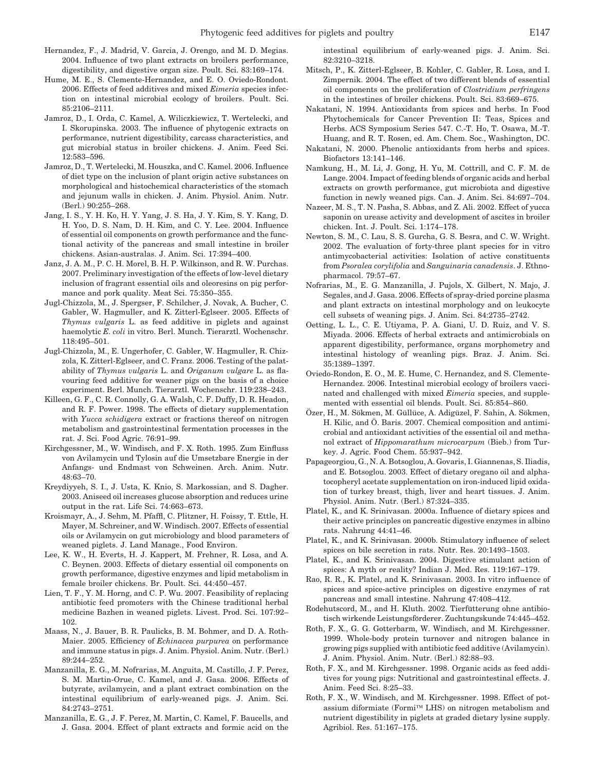Hernandez, F., J. Madrid, V. Garcia, J. Orengo, and M. D. Megias. 2004. Influence of two plant extracts on broilers performance, digestibility, and digestive organ size. Poult. Sci. 83:169–174.

Hume, M. E., S. Clemente-Hernandez, and E. O. Oviedo-Rondont. 2006. Effects of feed additives and mixed *Eimeria* species infection on intestinal microbial ecology of broilers. Poult. Sci. 85:2106–2111.

Jamroz, D., I. Orda, C. Kamel, A. Wiliczkiewicz, T. Wertelecki, and I. Skorupinska. 2003. The influence of phytogenic extracts on performance, nutrient digestibility, carcass characteristics, and gut microbial status in broiler chickens. J. Anim. Feed Sci. 12:583–596.

Jamroz, D., T. Wertelecki, M. Houszka, and C. Kamel. 2006. Influence of diet type on the inclusion of plant origin active substances on morphological and histochemical characteristics of the stomach and jejunum walls in chicken. J. Anim. Physiol. Anim. Nutr. (Berl.) 90:255–268.

Jang, I. S., Y. H. Ko, H. Y. Yang, J. S. Ha, J. Y. Kim, S. Y. Kang, D. H. Yoo, D. S. Nam, D. H. Kim, and C. Y. Lee. 2004. Influence of essential oil components on growth performance and the functional activity of the pancreas and small intestine in broiler chickens. Asian-australas. J. Anim. Sci. 17:394–400.

Janz, J. A. M., P. C. H. Morel, B. H. P. Wilkinson, and R. W. Purchas. 2007. Preliminary investigation of the effects of low-level dietary inclusion of fragrant essential oils and oleoresins on pig performance and pork quality. Meat Sci. 75:350–355.

Jugl-Chizzola, M., J. Spergser, F. Schilcher, J. Novak, A. Bucher, C. Gabler, W. Hagmuller, and K. Zitterl-Eglseer. 2005. Effects of *Thymus vulgaris* L. as feed additive in piglets and against haemolytic *E. coli* in vitro. Berl. Munch. Tierarztl. Wochenschr. 118:495–501.

Jugl-Chizzola, M., E. Ungerhofer, C. Gabler, W. Hagmuller, R. Chizzola, K. Zitterl-Eglseer, and C. Franz. 2006. Testing of the palatability of *Thymus vulgaris* L. and *Origanum vulgare* L. as flavouring feed additive for weaner pigs on the basis of a choice experiment. Berl. Munch. Tierarztl. Wochenschr. 119:238–243.

Killeen, G. F., C. R. Connolly, G. A. Walsh, C. F. Duffy, D. R. Headon, and R. F. Power. 1998. The effects of dietary supplementation with *Yucca schidigera* extract or fractions thereof on nitrogen metabolism and gastrointestinal fermentation processes in the rat. J. Sci. Food Agric. 76:91–99.

Kirchgessner, M., W. Windisch, and F. X. Roth. 1995. Zum Einfluss von Avilamycin und Tylosin auf die Umsetzbare Energie in der Anfangs- und Endmast von Schweinen. Arch. Anim. Nutr. 48:63–70.

Kreydiyyeh, S. I., J. Usta, K. Knio, S. Markossian, and S. Dagher. 2003. Aniseed oil increases glucose absorption and reduces urine output in the rat. Life Sci. 74:663–673.

Kroismayr, A., J. Sehm, M. Pfaffl, C. Plitzner, H. Foissy, T. Ettle, H. Mayer, M. Schreiner, and W. Windisch. 2007. Effects of essential oils or Avilamycin on gut microbiology and blood parameters of weaned piglets. J. Land Manage., Food Environ.

Lee, K. W., H. Everts, H. J. Kappert, M. Frehner, R. Losa, and A. C. Beynen. 2003. Effects of dietary essential oil components on growth performance, digestive enzymes and lipid metabolism in female broiler chickens. Br. Poult. Sci. 44:450–457.

Lien, T. F., Y. M. Horng, and C. P. Wu. 2007. Feasibility of replacing antibiotic feed promoters with the Chinese traditional herbal medicine Bazhen in weaned piglets. Livest. Prod. Sci. 107:92–102.

Maass, N., J. Bauer, B. R. Paulicks, B. M. Bohmer, and D. A. Roth-Maier. 2005. Efficiency of *Echinacea purpurea* on performance and immune status in pigs. J. Anim. Physiol. Anim. Nutr. (Berl.) 89:244–252.

Manzanilla, E. G., M. Nofrarias, M. Anguita, M. Castillo, J. F. Perez, S. M. Martin-Orue, C. Kamel, and J. Gasa. 2006. Effects of butyrate, avilamycin, and a plant extract combination on the intestinal equilibrium of early-weaned pigs. J. Anim. Sci. 84:2743–2751.

Manzanilla, E. G., J. F. Perez, M. Martin, C. Kamel, F. Baucells, and J. Gasa. 2004. Effect of plant extracts and formic acid on the intestinal equilibrium of early-weaned pigs. J. Anim. Sci. 82:3210–3218.

Mitsch, P., K. Zitterl-Eglseer, B. Kohler, C. Gabler, R. Losa, and I. Zimpernik. 2004. The effect of two different blends of essential oil components on the proliferation of *Clostridium perfringens* in the intestines of broiler chickens. Poult. Sci. 83:669–675.

Nakatani, N. 1994. Antioxidants from spices and herbs. In Food Phytochemicals for Cancer Prevention II: Teas, Spices and Herbs. ACS Symposium Series 547. C.-T. Ho, T. Osawa, M.-T. Huang, and R. T. Rosen, ed. Am. Chem. Soc., Washington, DC.

Nakatani, N. 2000. Phenolic antioxidants from herbs and spices. Biofactors 13:141–146.

Namkung, H., M. Li, J. Gong, H. Yu, M. Cottrill, and C. F. M. de Lange. 2004. Impact of feeding blends of organic acids and herbal extracts on growth performance, gut microbiota and digestive function in newly weaned pigs. Can. J. Anim. Sci. 84:697–704.

Nazeer, M. S., T. N. Pasha, S. Abbas, and Z. Ali. 2002. Effect of yucca saponin on urease activity and development of ascites in broiler chicken. Int. J. Poult. Sci. 1:174–178.

Newton, S. M., C. Lau, S. S. Gurcha, G. S. Besra, and C. W. Wright. 2002. The evaluation of forty-three plant species for in vitro antimycobacterial activities: Isolation of active constituents from *Psoralea corylifolia* and *Sanguinaria canadensis*. J. Ethnopharmacol. 79:57–67.

Nofrarias, M., E. G. Manzanilla, J. Pujols, X. Gilbert, N. Majo, J. Segales, and J. Gasa. 2006. Effects of spray-dried porcine plasma and plant extracts on intestinal morphology and on leukocyte cell subsets of weaning pigs. J. Anim. Sci. 84:2735–2742.

Oetting, L. L., C. E. Utiyama, P. A. Giani, U. D. Ruiz, and V. S. Miyada. 2006. Effects of herbal extracts and antimicrobials on apparent digestibility, performance, organs morphometry and intestinal histology of weanling pigs. Braz. J. Anim. Sci. 35:1389–1397.

Oviedo-Rondon, E. O., M. E. Hume, C. Hernandez, and S. Clemente-Hernandez. 2006. Intestinal microbial ecology of broilers vaccinated and challenged with mixed *Eimeria* species, and supplemented with essential oil blends. Poult. Sci. 85:854–860.

Özer, H., M. Sökmen, M. Güllüce, A. Adigüzel, F. Sahin, A. Sökmen, H. Kilic, and Ö. Baris. 2007. Chemical composition and antimicrobial and antioxidant activities of the essential oil and methanol extract of *Hippomarathum microcarpum* (Bieb.) from Turkey. J. Agric. Food Chem. 55:937–942.

Papageorgiou, G., N. A. Botsoglou, A. Govaris, I. Giannenas, S. Iliadis, and E. Botsoglou. 2003. Effect of dietary oregano oil and alpha-tocopheryl acetate supplementation on iron-induced lipid oxidation of turkey breast, thigh, liver and heart tissues. J. Anim. Physiol. Anim. Nutr. (Berl.) 87:324–335.

Platel, K., and K. Srinivasan. 2000a. Influence of dietary spices and their active principles on pancreatic digestive enzymes in albino rats. Nahrung 44:41–46.

Platel, K., and K. Srinivasan. 2000b. Stimulatory influence of select spices on bile secretion in rats. Nutr. Res. 20:1493–1503.

Platel, K., and K. Srinivasan. 2004. Digestive stimulant action of spices: A myth or reality? Indian J. Med. Res. 119:167–179.

Rao, R. R., K. Platel, and K. Srinivasan. 2003. In vitro influence of spices and spice-active principles on digestive enzymes of rat pancreas and small intestine. Nahrung 47:408–412.

Rodehutscord, M., and H. Kluth. 2002. Tierfütterung ohne antibiotisch wirkende Leistungsförderer. Zuchtungskunde 74:445–452.

Roth, F. X., G. G. Gotterbarm, W. Windisch, and M. Kirchgessner. 1999. Whole-body protein turnover and nitrogen balance in growing pigs supplied with antibiotic feed additive (Avilamycin). J. Anim. Physiol. Anim. Nutr. (Berl.) 82:88–93.

Roth, F. X., and M. Kirchgessner. 1998. Organic acids as feed additives for young pigs: Nutritional and gastrointestinal effects. J. Anim. Feed Sci. 8:25–33.

Roth, F. X., W. Windisch, and M. Kirchgessner. 1998. Effect of potassium diformiate (Formi™ LHS) on nitrogen metabolism and nutrient digestibility in piglets at graded dietary lysine supply. Agribiol. Res. 51:167–175.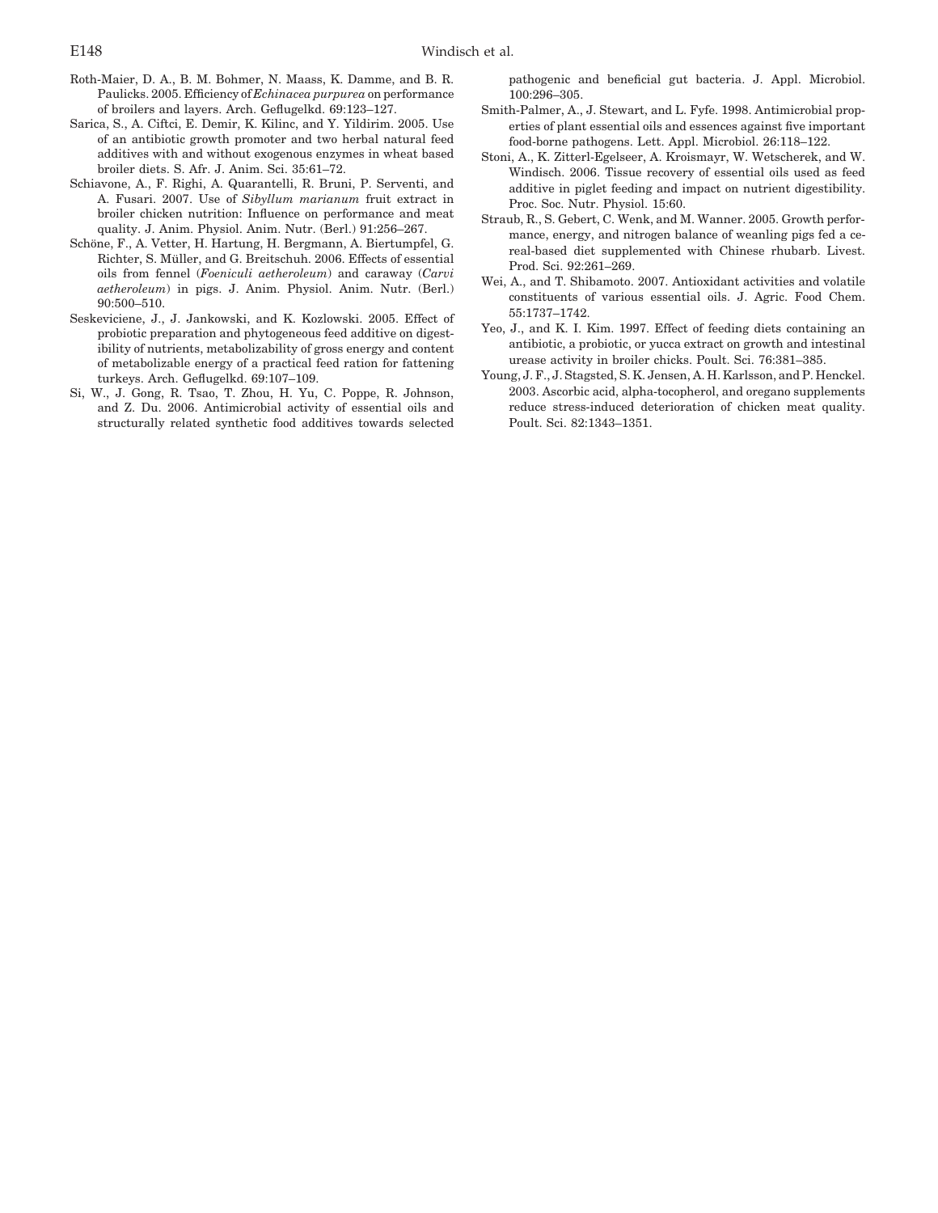Roth-Maier, D. A., B. M. Bohmer, N. Maass, K. Damme, and B. R. Paulicks. 2005. Efficiency of *Echinacea purpurea* on performance of broilers and layers. Arch. Geflugelkd. 69:123–127.

Sarica, S., A. Ciftci, E. Demir, K. Kilinc, and Y. Yildirim. 2005. Use of an antibiotic growth promoter and two herbal natural feed additives with and without exogenous enzymes in wheat based broiler diets. S. Afr. J. Anim. Sci. 35:61–72.

Schiavone, A., F. Righi, A. Quarantelli, R. Bruni, P. Serventi, and A. Fusari. 2007. Use of *Sibyllum marianum* fruit extract in broiler chicken nutrition: Influence on performance and meat quality. J. Anim. Physiol. Anim. Nutr. (Berl.) 91:256–267.

Schöne, F., A. Vetter, H. Hartung, H. Bergmann, A. Biertumpfel, G. Richter, S. Müller, and G. Breitschuh. 2006. Effects of essential oils from fennel (*Foeniculi aetheroleum*) and caraway (*Carvi aetheroleum*) in pigs. J. Anim. Physiol. Anim. Nutr. (Berl.) 90:500–510.

Seskeviciene, J., J. Jankowski, and K. Kozlowski. 2005. Effect of probiotic preparation and phytogeneous feed additive on digestibility of nutrients, metabolizability of gross energy and content of metabolizable energy of a practical feed ration for fattening turkeys. Arch. Geflugelkd. 69:107–109.

Si, W., J. Gong, R. Tsao, T. Zhou, H. Yu, C. Poppe, R. Johnson, and Z. Du. 2006. Antimicrobial activity of essential oils and structurally related synthetic food additives towards selected pathogenic and beneficial gut bacteria. J. Appl. Microbiol. 100:296–305.

Smith-Palmer, A., J. Stewart, and L. Fyfe. 1998. Antimicrobial properties of plant essential oils and essences against five important food-borne pathogens. Lett. Appl. Microbiol. 26:118–122.

Stoni, A., K. Zitterl-Egelseer, A. Kroismayr, W. Wetscherek, and W. Windisch. 2006. Tissue recovery of essential oils used as feed additive in piglet feeding and impact on nutrient digestibility. Proc. Soc. Nutr. Physiol. 15:60.

Straub, R., S. Gebert, C. Wenk, and M. Wanner. 2005. Growth performance, energy, and nitrogen balance of weanling pigs fed a cereal-based diet supplemented with Chinese rhubarb. Livest. Prod. Sci. 92:261–269.

Wei, A., and T. Shibamoto. 2007. Antioxidant activities and volatile constituents of various essential oils. J. Agric. Food Chem. 55:1737–1742.

Yeo, J., and K. I. Kim. 1997. Effect of feeding diets containing an antibiotic, a probiotic, or yucca extract on growth and intestinal urease activity in broiler chicks. Poult. Sci. 76:381–385.

Young, J. F., J. Stagsted, S. K. Jensen, A. H. Karlsson, and P. Henckel. 2003. Ascorbic acid, alpha-tocopherol, and oregano supplements reduce stress-induced deterioration of chicken meat quality. Poult. Sci. 82:1343–1351.